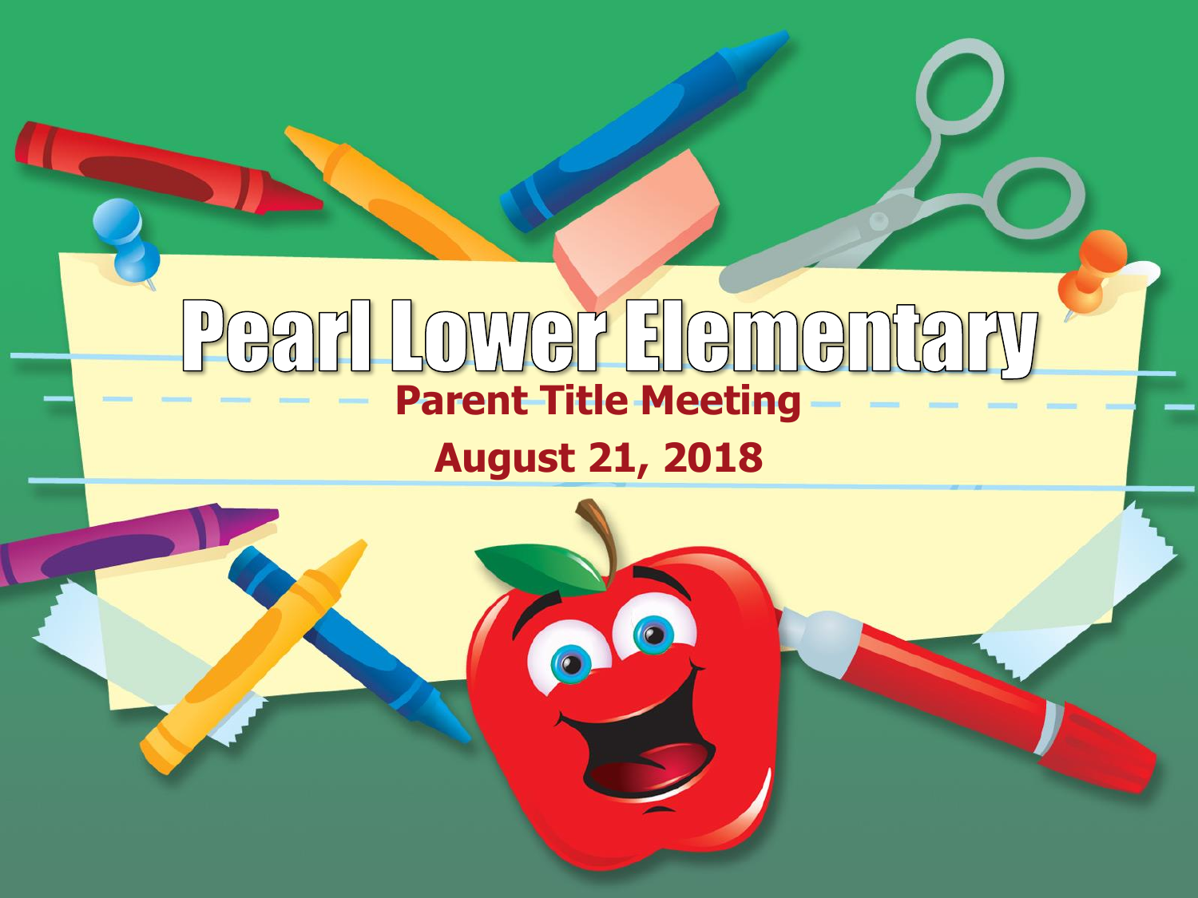# Pearl Lower Elementary

**Parent Title Meeting**

**August 21, 2018**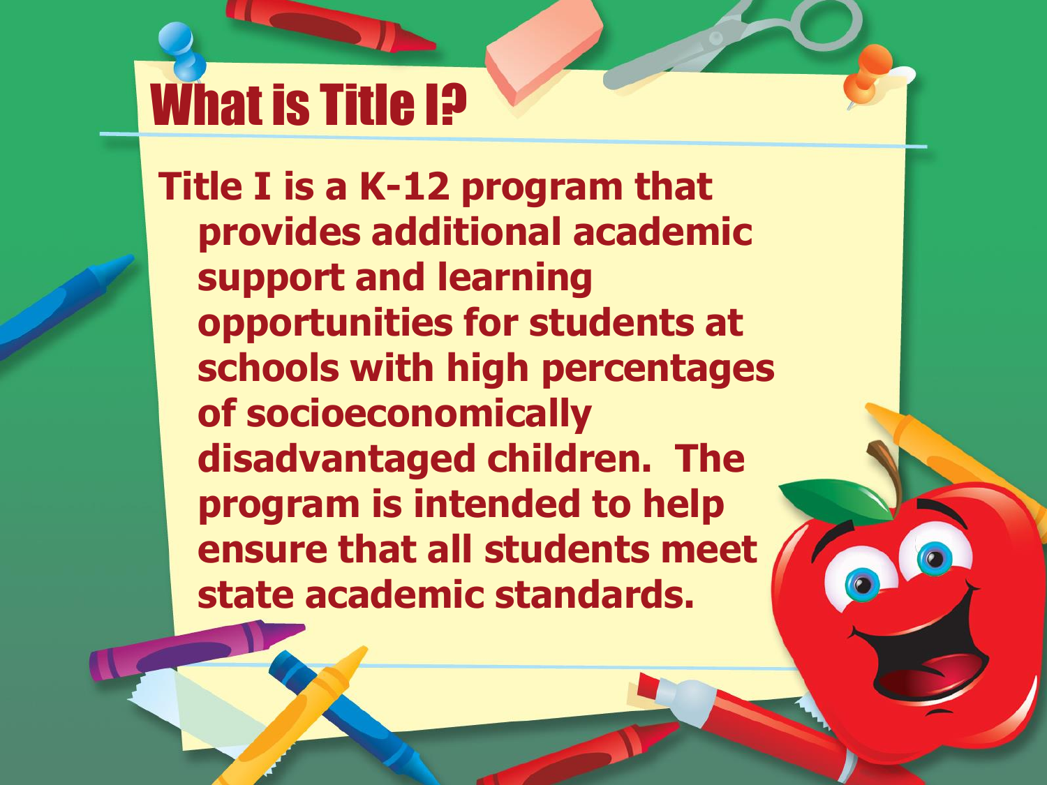# What is Title I?

**Title I is a K-12 program that provides additional academic support and learning opportunities for students at schools with high percentages of socioeconomically disadvantaged children. The program is intended to help ensure that all students meet state academic standards.**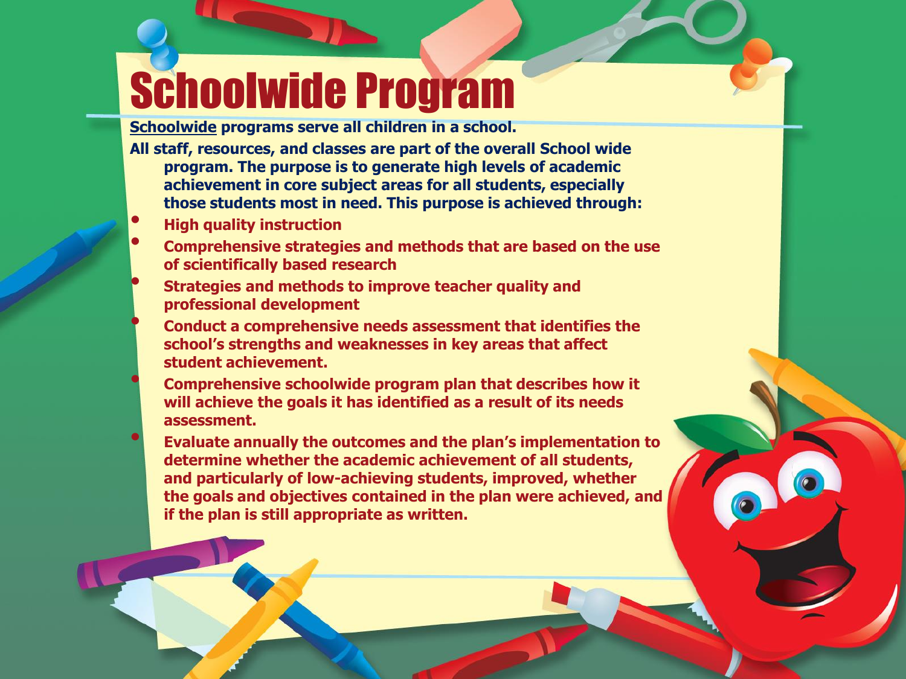# Schoolwide Program

**Schoolwide programs serve all children in a school.**

**All staff, resources, and classes are part of the overall School wide program. The purpose is to generate high levels of academic achievement in core subject areas for all students, especially those students most in need. This purpose is achieved through:**

- **High quality instruction**
- **Comprehensive strategies and methods that are based on the use of scientifically based research**
- **Strategies and methods to improve teacher quality and professional development**
- **Conduct a comprehensive needs assessment that identifies the school's strengths and weaknesses in key areas that affect student achievement.**
- **Comprehensive schoolwide program plan that describes how it will achieve the goals it has identified as a result of its needs assessment.**
- **Evaluate annually the outcomes and the plan's implementation to determine whether the academic achievement of all students, and particularly of low-achieving students, improved, whether the goals and objectives contained in the plan were achieved, and if the plan is still appropriate as written.**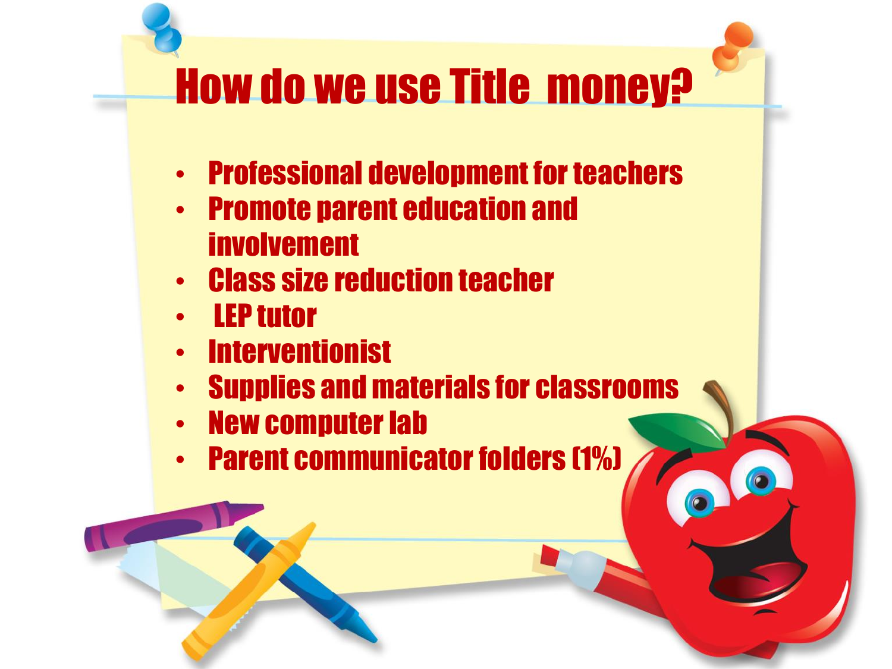# How do we use Title money?

- Professional development for teachers
- Promote parent education and involvement
- Class size reduction teacher
- LEP tutor
- Interventionist
- Supplies and materials for classrooms
- New computer lab
- Parent communicator folders (1%)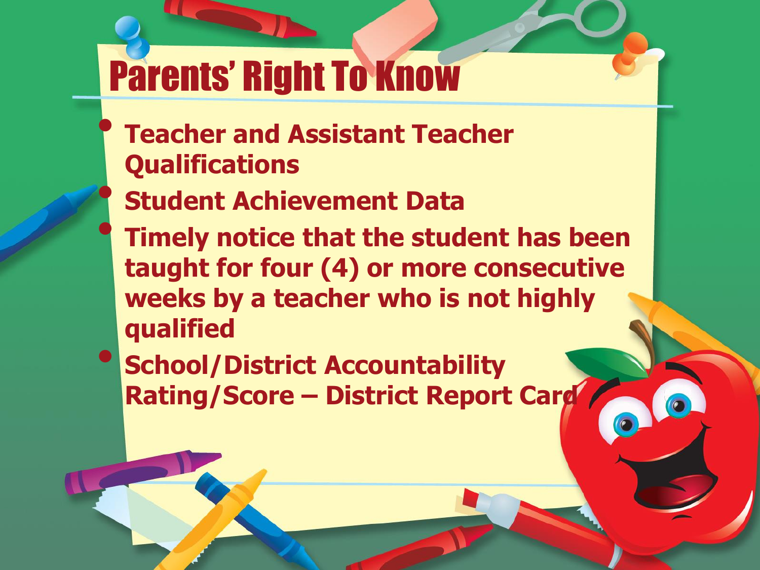# Parents' Right To Know

- **Teacher and Assistant Teacher Qualifications**
- **Student Achievement Data**
- **Timely notice that the student has been taught for four (4) or more consecutive weeks by a teacher who is not highly qualified**
- **School/District Accountability Rating/Score – District Report Card**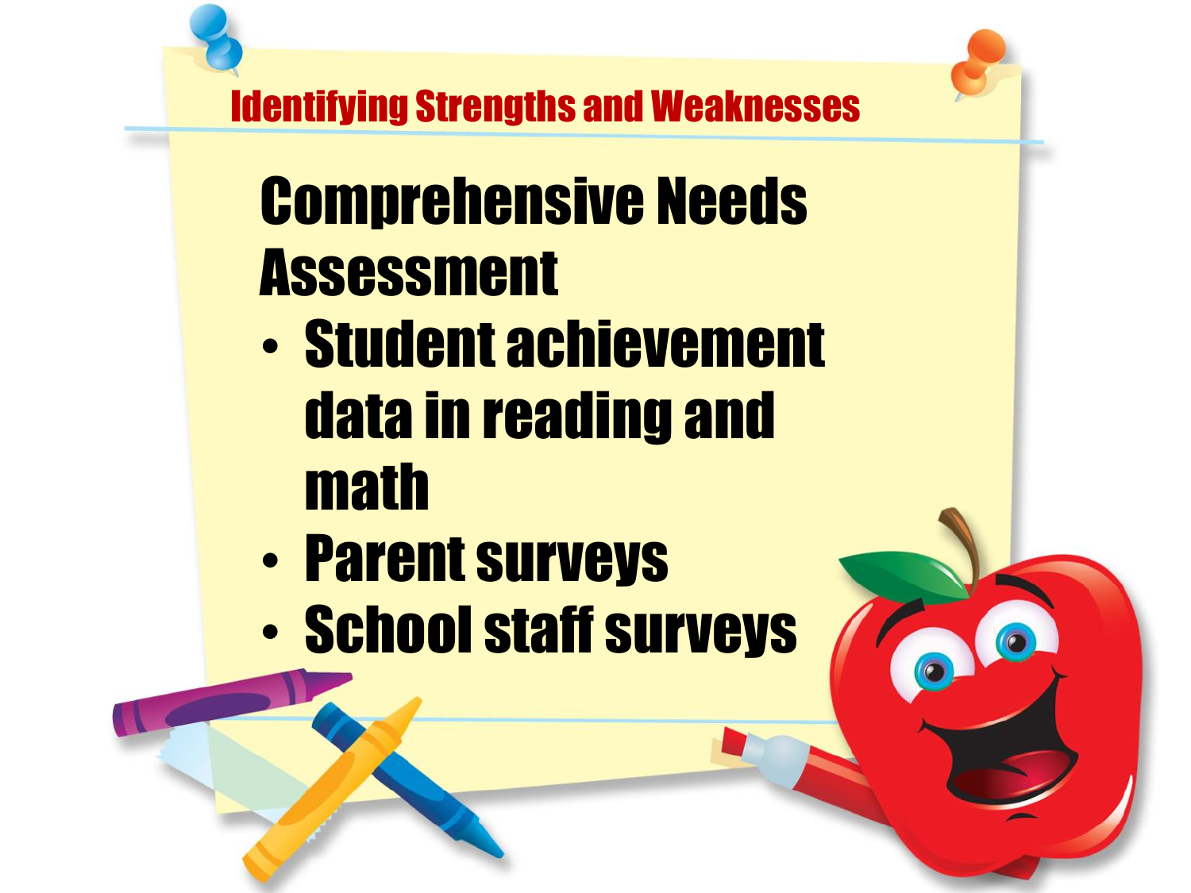## Identifying Strengths and Weaknesses

# Comprehensive Needs Assessment

- Student achievement data in reading and math
- Parent surveys
- School staff surveys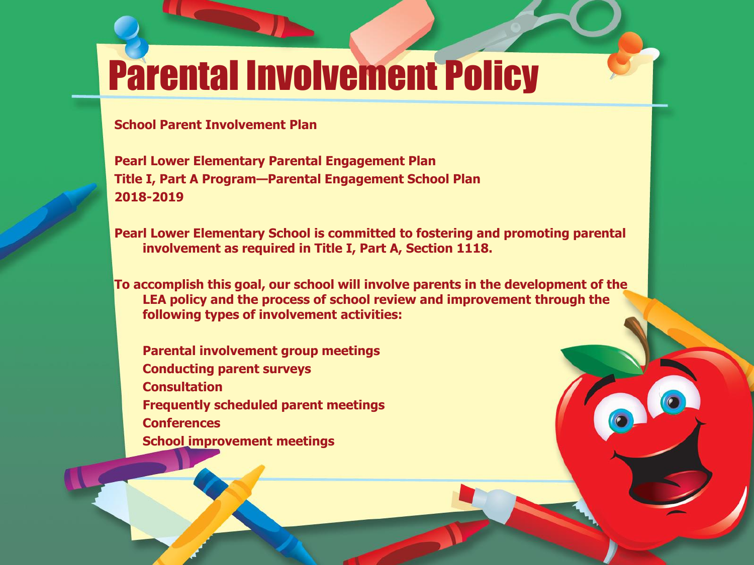# Parental Involvement Policy

**School Parent Involvement Plan**

**Pearl Lower Elementary Parental Engagement Plan**
**Title I, Part A Program—Parental Engagement School Plan**
**2018-2019**

**Pearl Lower Elementary School is committed to fostering and promoting parental involvement as required in Title I, Part A, Section 1118.**

**To accomplish this goal, our school will involve parents in the development of the LEA policy and the process of school review and improvement through the following types of involvement activities:**

- **Parental involvement group meetings**
- **Conducting parent surveys**
- **Consultation**
- **Frequently scheduled parent meetings**
- **Conferences**
- **School improvement meetings**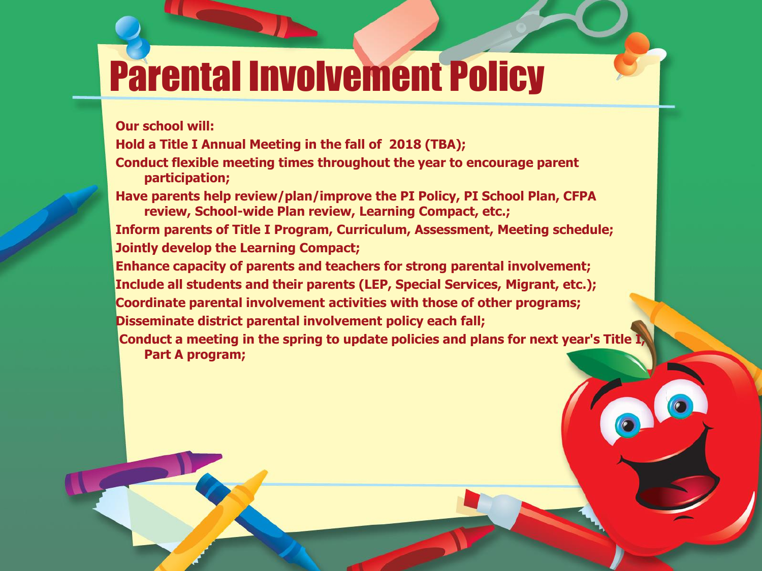# Parental Involvement Policy

**Our school will:**

**Hold a Title I Annual Meeting in the fall of 2018 (TBA);**

**Conduct flexible meeting times throughout the year to encourage parent participation;**

**Have parents help review/plan/improve the PI Policy, PI School Plan, CFPA review, School-wide Plan review, Learning Compact, etc.;**

**Inform parents of Title I Program, Curriculum, Assessment, Meeting schedule;**

**Jointly develop the Learning Compact;**

**Enhance capacity of parents and teachers for strong parental involvement;**

**Include all students and their parents (LEP, Special Services, Migrant, etc.);**

**Coordinate parental involvement activities with those of other programs;**

**Disseminate district parental involvement policy each fall;**

**Conduct a meeting in the spring to update policies and plans for next year's Title I, Part A program;**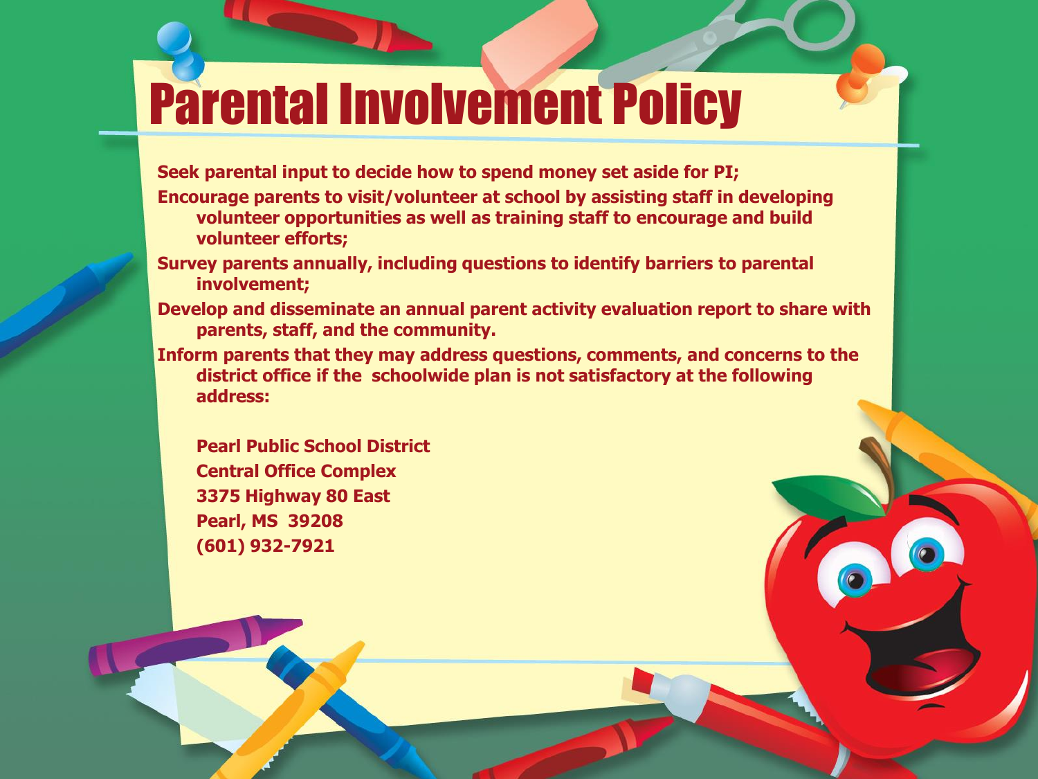# Parental Involvement Policy

- Seek parental input to decide how to spend money set aside for PI;
- Encourage parents to visit/volunteer at school by assisting staff in developing volunteer opportunities as well as training staff to encourage and build volunteer efforts;
- Survey parents annually, including questions to identify barriers to parental involvement;
- Develop and disseminate an annual parent activity evaluation report to share with parents, staff, and the community.
- Inform parents that they may address questions, comments, and concerns to the district office if the schoolwide plan is not satisfactory at the following address:

  **Pearl Public School District**
  **Central Office Complex**
  **3375 Highway 80 East**
  **Pearl, MS 39208**
  **(601) 932-7921**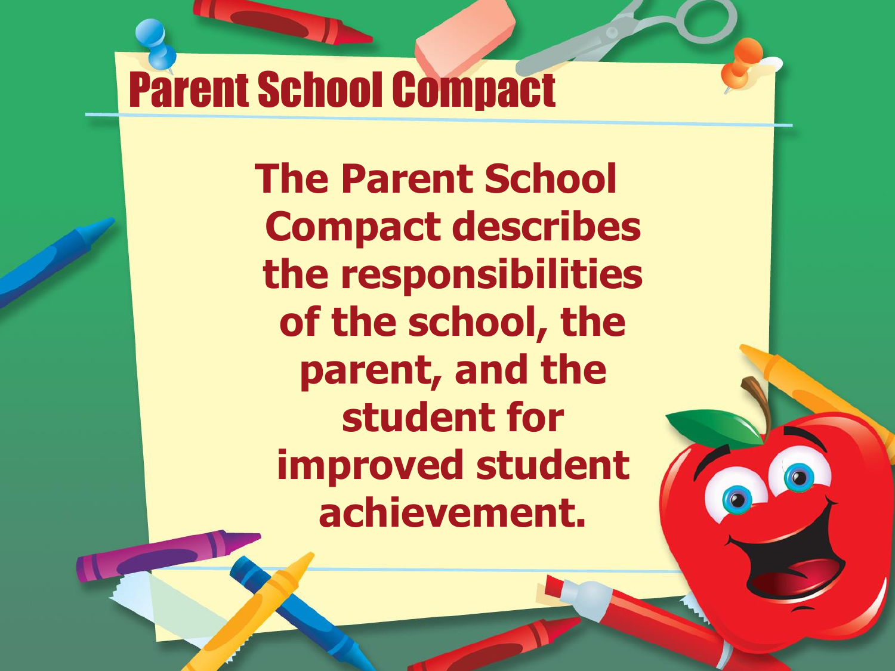# Parent School Compact

**The Parent School Compact describes the responsibilities of the school, the parent, and the student for improved student achievement.**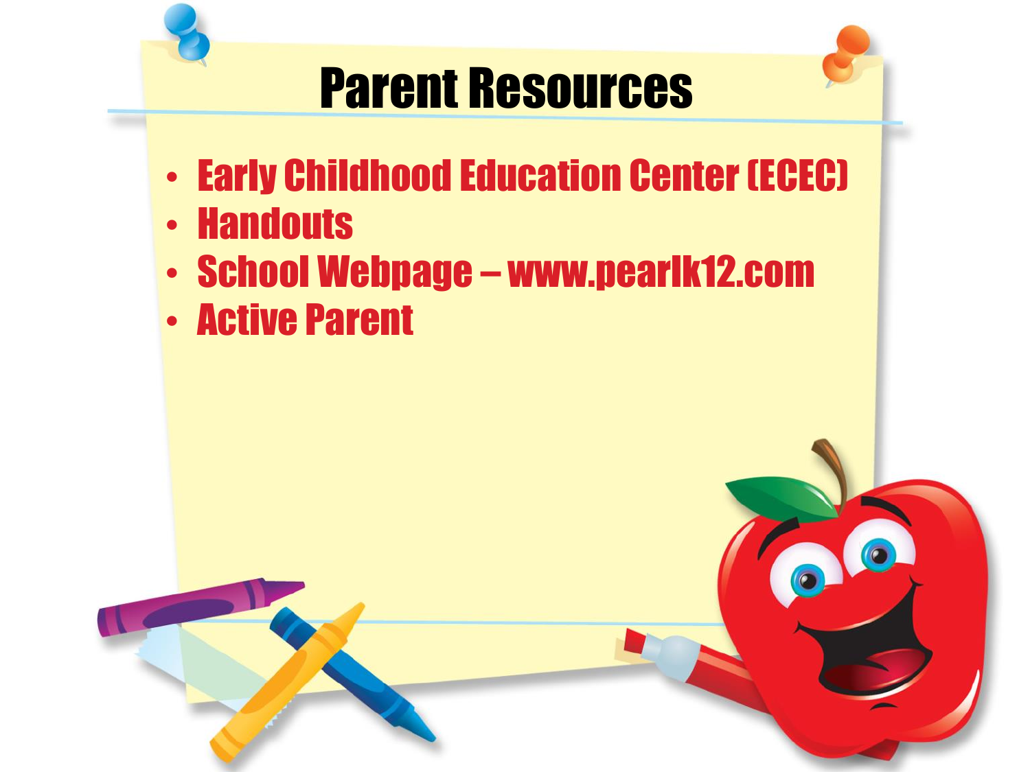# Parent Resources

- Early Childhood Education Center (ECEC)
- Handouts
- School Webpage – www.pearlk12.com
- Active Parent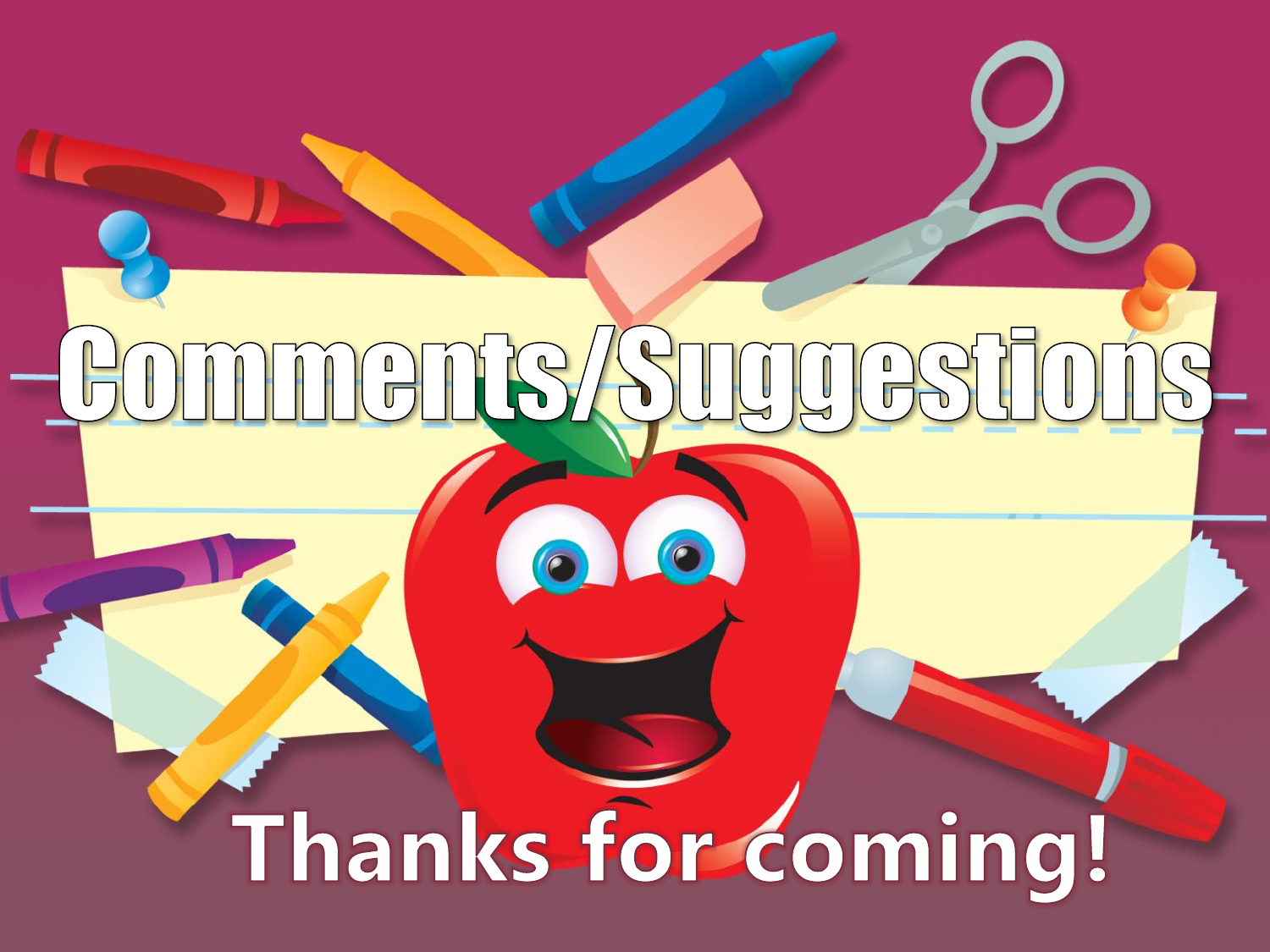# Comments/Suggestions

Thanks for coming!